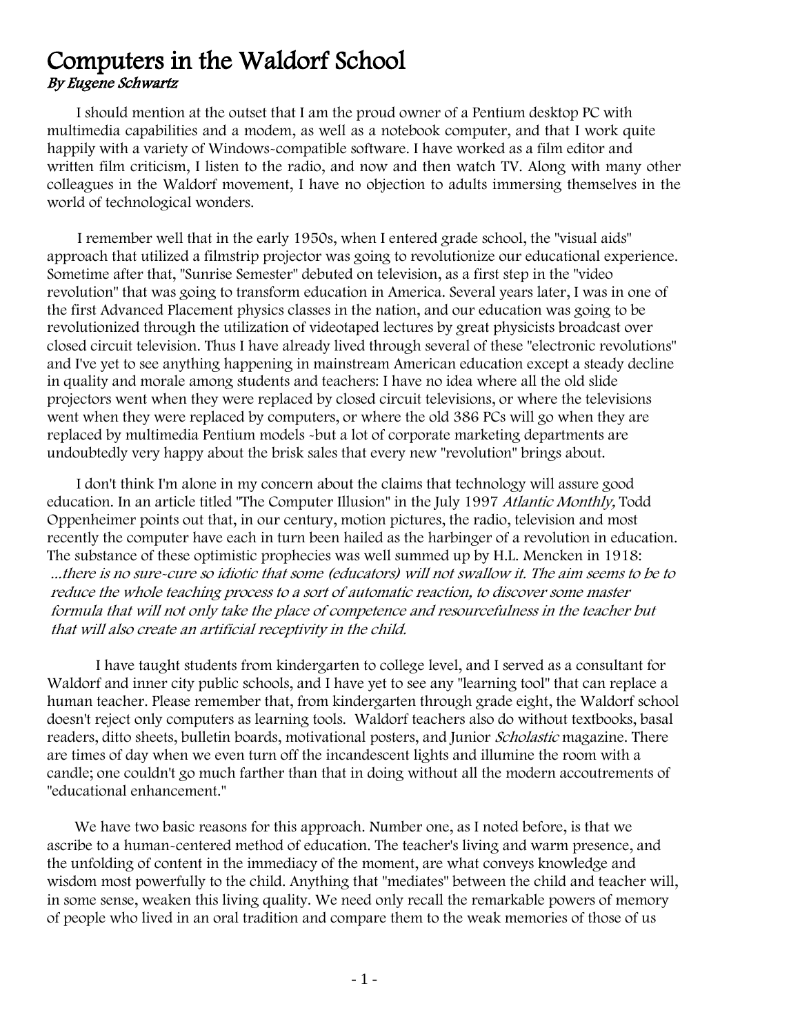# Computers in the Waldorf School

*By Eugene Schwartz*

I should mention at the outset that I am the proud owner of a Pentium desktop PC with multimedia capabilities and a modem, as well as a notebook computer, and that I work quite happily with a variety of Windows-compatible software. I have worked as a film editor and written film criticism, I listen to the radio, and now and then watch TV. Along with many other colleagues in the Waldorf movement, I have no objection to adults immersing themselves in the world of technological wonders.

I remember well that in the early 1950s, when I entered grade school, the "visual aids" approach that utilized a filmstrip projector was going to revolutionize our educational experience. Sometime after that, "Sunrise Semester" debuted on television, as a first step in the "video revolution" that was going to transform education in America. Several years later, I was in one of the first Advanced Placement physics classes in the nation, and our education was going to be revolutionized through the utilization of videotaped lectures by great physicists broadcast over closed circuit television. Thus I have already lived through several of these "electronic revolutions" and I've yet to see anything happening in mainstream American education except a steady decline in quality and morale among students and teachers: I have no idea where all the old slide projectors went when they were replaced by closed circuit televisions, or where the televisions went when they were replaced by computers, or where the old 386 PCs will go when they are replaced by multimedia Pentium models -but a lot of corporate marketing departments are undoubtedly very happy about the brisk sales that every new "revolution" brings about.

I don't think I'm alone in my concern about the claims that technology will assure good education. In an article titled "The Computer Illusion" in the July 1997 *Atlantic Monthly,* Todd Oppenheimer points out that, in our century, motion pictures, the radio, television and most recently the computer have each in turn been hailed as the harbinger of a revolution in education. The substance of these optimistic prophecies was well summed up by H.L. Mencken in 1918:

*...there is no sure-cure so idiotic that some (educators) will not swallow it. The aim seems to be to reduce the whole teaching process to a sort of automatic reaction, to discover some master formula that will not only take the place of competence and resourcefulness in the teacher but that will also create an artificial receptivity in the child.*

I have taught students from kindergarten to college level, and I served as a consultant for Waldorf and inner city public schools, and I have yet to see any "learning tool" that can replace a human teacher. Please remember that, from kindergarten through grade eight, the Waldorf school doesn't reject only computers as learning tools. Waldorf teachers also do without textbooks, basal readers, ditto sheets, bulletin boards, motivational posters, and Junior *Scholastic* magazine. There are times of day when we even turn off the incandescent lights and illumine the room with a candle; one couldn't go much farther than that in doing without all the modern accoutrements of "educational enhancement."

We have two basic reasons for this approach. Number one, as I noted before, is that we ascribe to a human-centered method of education. The teacher's living and warm presence, and the unfolding of content in the immediacy of the moment, are what conveys knowledge and wisdom most powerfully to the child. Anything that "mediates" between the child and teacher will, in some sense, weaken this living quality. We need only recall the remarkable powers of memory of people who lived in an oral tradition and compare them to the weak memories of those of us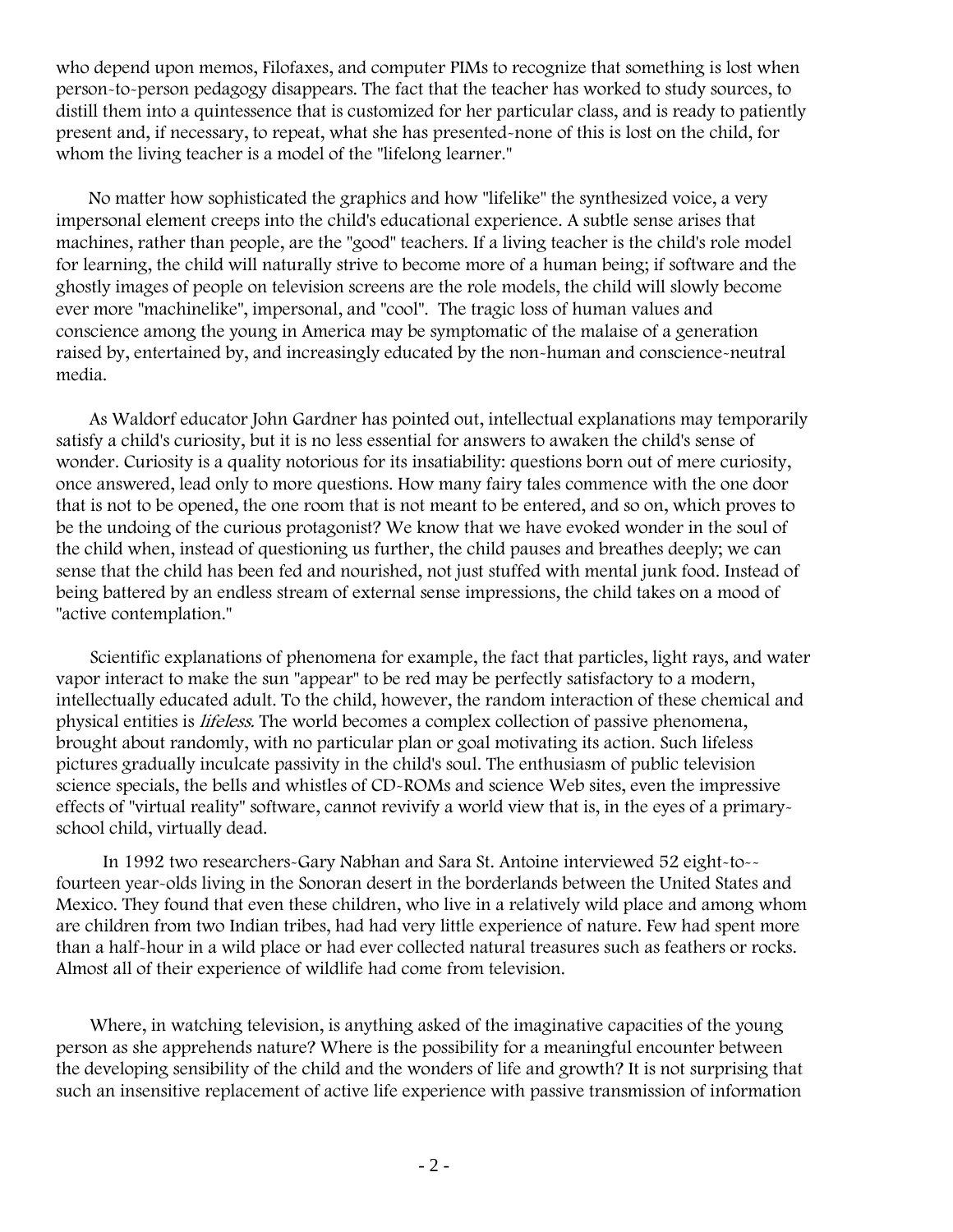who depend upon memos, Filofaxes, and computer PIMs to recognize that something is lost when person-to-person pedagogy disappears. The fact that the teacher has worked to study sources, to distill them into a quintessence that is customized for her particular class, and is ready to patiently present and, if necessary, to repeat, what she has presented-none of this is lost on the child, for whom the living teacher is a model of the "lifelong learner."

No matter how sophisticated the graphics and how "lifelike" the synthesized voice, a very impersonal element creeps into the child's educational experience. A subtle sense arises that machines, rather than people, are the "good" teachers. If a living teacher is the child's role model for learning, the child will naturally strive to become more of a human being; if software and the ghostly images of people on television screens are the role models, the child will slowly become ever more "machinelike", impersonal, and "cool". The tragic loss of human values and conscience among the young in America may be symptomatic of the malaise of a generation raised by, entertained by, and increasingly educated by the non-human and conscience-neutral media.

As Waldorf educator John Gardner has pointed out, intellectual explanations may temporarily satisfy a child's curiosity, but it is no less essential for answers to awaken the child's sense of wonder. Curiosity is a quality notorious for its insatiability: questions born out of mere curiosity, once answered, lead only to more questions. How many fairy tales commence with the one door that is not to be opened, the one room that is not meant to be entered, and so on, which proves to be the undoing of the curious protagonist? We know that we have evoked wonder in the soul of the child when, instead of questioning us further, the child pauses and breathes deeply; we can sense that the child has been fed and nourished, not just stuffed with mental junk food. Instead of being battered by an endless stream of external sense impressions, the child takes on a mood of "active contemplation."

Scientific explanations of phenomena for example, the fact that particles, light rays, and water vapor interact to make the sun "appear" to be red may be perfectly satisfactory to a modern, intellectually educated adult. To the child, however, the random interaction of these chemical and physical entities is *lifeless.* The world becomes a complex collection of passive phenomena, brought about randomly, with no particular plan or goal motivating its action. Such lifeless pictures gradually inculcate passivity in the child's soul. The enthusiasm of public television science specials, the bells and whistles of CD-ROMs and science Web sites, even the impressive effects of "virtual reality" software, cannot revivify a world view that is, in the eyes of a primary-school child, virtually dead.

In 1992 two researchers-Gary Nabhan and Sara St. Antoine interviewed 52 eight-to--fourteen year-olds living in the Sonoran desert in the borderlands between the United States and Mexico. They found that even these children, who live in a relatively wild place and among whom are children from two Indian tribes, had had very little experience of nature. Few had spent more than a half-hour in a wild place or had ever collected natural treasures such as feathers or rocks. Almost all of their experience of wildlife had come from television.

Where, in watching television, is anything asked of the imaginative capacities of the young person as she apprehends nature? Where is the possibility for a meaningful encounter between the developing sensibility of the child and the wonders of life and growth? It is not surprising that such an insensitive replacement of active life experience with passive transmission of information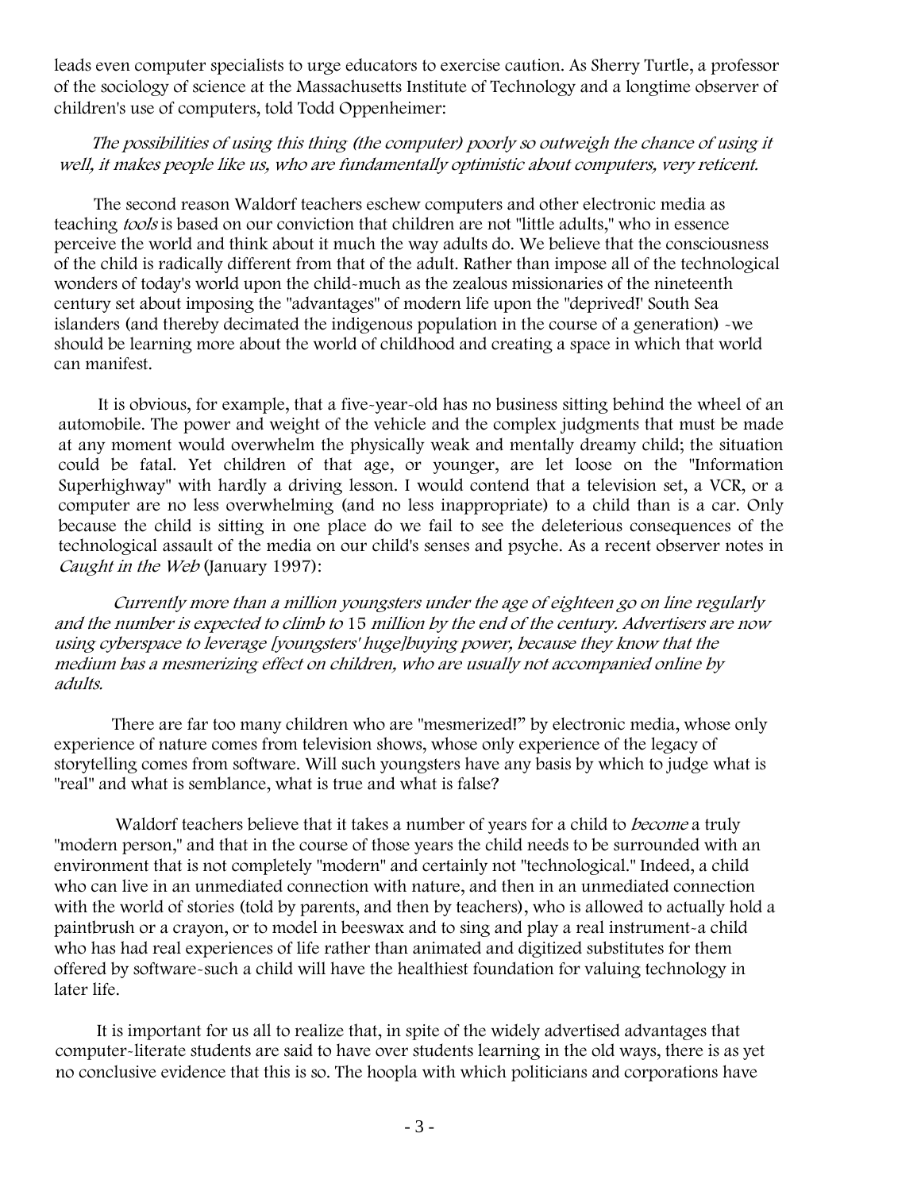leads even computer specialists to urge educators to exercise caution. As Sherry Turtle, a professor of the sociology of science at the Massachusetts Institute of Technology and a longtime observer of children's use of computers, told Todd Oppenheimer:

> *The possibilities of using this thing (the computer) poorly so outweigh the chance of using it well, it makes people like us, who are fundamentally optimistic about computers, very reticent.*

The second reason Waldorf teachers eschew computers and other electronic media as teaching *tools* is based on our conviction that children are not "little adults," who in essence perceive the world and think about it much the way adults do. We believe that the consciousness of the child is radically different from that of the adult. Rather than impose all of the technological wonders of today's world upon the child-much as the zealous missionaries of the nineteenth century set about imposing the "advantages" of modern life upon the "deprived!' South Sea islanders (and thereby decimated the indigenous population in the course of a generation) -we should be learning more about the world of childhood and creating a space in which that world can manifest.

It is obvious, for example, that a five-year-old has no business sitting behind the wheel of an automobile. The power and weight of the vehicle and the complex judgments that must be made at any moment would overwhelm the physically weak and mentally dreamy child; the situation could be fatal. Yet children of that age, or younger, are let loose on the "Information Superhighway" with hardly a driving lesson. I would contend that a television set, a VCR, or a computer are no less overwhelming (and no less inappropriate) to a child than is a car. Only because the child is sitting in one place do we fail to see the deleterious consequences of the technological assault of the media on our child's senses and psyche. As a recent observer notes in *Caught in the Web* (January 1997):

> *Currently more than a million youngsters under the age of eighteen go on line regularly and the number is expected to climb to* 15 *million by the end of the century. Advertisers are now using cyberspace to leverage [youngsters' huge]buying power, because they know that the medium bas a mesmerizing effect on children, who are usually not accompanied online by adults.*

There are far too many children who are "mesmerized!" by electronic media, whose only experience of nature comes from television shows, whose only experience of the legacy of storytelling comes from software. Will such youngsters have any basis by which to judge what is "real" and what is semblance, what is true and what is false?

Waldorf teachers believe that it takes a number of years for a child to *become* a truly "modern person," and that in the course of those years the child needs to be surrounded with an environment that is not completely "modern" and certainly not "technological." Indeed, a child who can live in an unmediated connection with nature, and then in an unmediated connection with the world of stories (told by parents, and then by teachers), who is allowed to actually hold a paintbrush or a crayon, or to model in beeswax and to sing and play a real instrument-a child who has had real experiences of life rather than animated and digitized substitutes for them offered by software-such a child will have the healthiest foundation for valuing technology in later life.

It is important for us all to realize that, in spite of the widely advertised advantages that computer-literate students are said to have over students learning in the old ways, there is as yet no conclusive evidence that this is so. The hoopla with which politicians and corporations have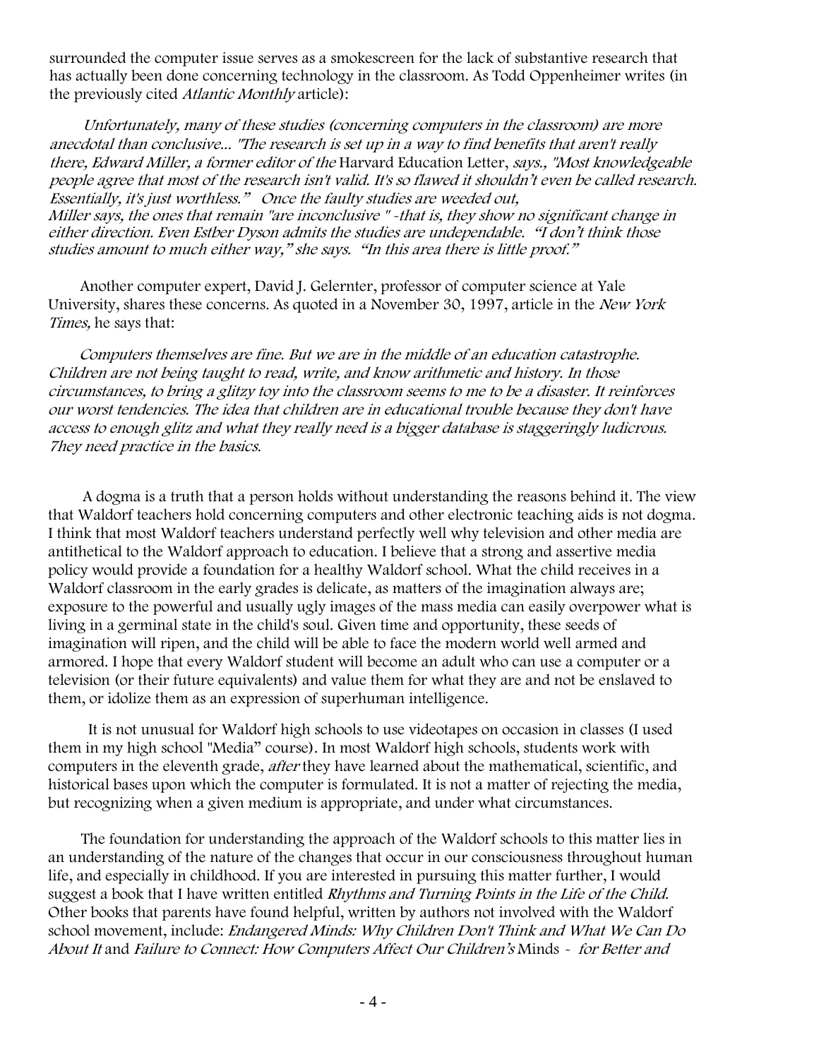surrounded the computer issue serves as a smokescreen for the lack of substantive research that has actually been done concerning technology in the classroom. As Todd Oppenheimer writes (in the previously cited *Atlantic Monthly* article):

> *Unfortunately, many of these studies (concerning computers in the classroom) are more anecdotal than conclusive... "The research is set up in a way to find benefits that aren't really there, Edward Miller, a former editor of the* Harvard Education Letter, *says., "Most knowledgeable people agree that most of the research isn't valid. It's so flawed it shouldn't even be called research. Essentially, it's just worthless." Once the faulty studies are weeded out, Miller says, the ones that remain "are inconclusive " -that is, they show no significant change in either direction. Even Estber Dyson admits the studies are undependable. "I don't think those studies amount to much either way," she says. "In this area there is little proof."*

Another computer expert, David J. Gelernter, professor of computer science at Yale University, shares these concerns. As quoted in a November 30, 1997, article in the *New York Times,* he says that:

> *Computers themselves are fine. But we are in the middle of an education catastrophe. Children are not being taught to read, write, and know arithmetic and history. In those circumstances, to bring a glitzy toy into the classroom seems to me to be a disaster. It reinforces our worst tendencies. The idea that children are in educational trouble because they don't have access to enough glitz and what they really need is a bigger database is staggeringly ludicrous. 7hey need practice in the basics.*

A dogma is a truth that a person holds without understanding the reasons behind it. The view that Waldorf teachers hold concerning computers and other electronic teaching aids is not dogma. I think that most Waldorf teachers understand perfectly well why television and other media are antithetical to the Waldorf approach to education. I believe that a strong and assertive media policy would provide a foundation for a healthy Waldorf school. What the child receives in a Waldorf classroom in the early grades is delicate, as matters of the imagination always are; exposure to the powerful and usually ugly images of the mass media can easily overpower what is living in a germinal state in the child's soul. Given time and opportunity, these seeds of imagination will ripen, and the child will be able to face the modern world well armed and armored. I hope that every Waldorf student will become an adult who can use a computer or a television (or their future equivalents) and value them for what they are and not be enslaved to them, or idolize them as an expression of superhuman intelligence.

It is not unusual for Waldorf high schools to use videotapes on occasion in classes (I used them in my high school "Media" course). In most Waldorf high schools, students work with computers in the eleventh grade, *after* they have learned about the mathematical, scientific, and historical bases upon which the computer is formulated. It is not a matter of rejecting the media, but recognizing when a given medium is appropriate, and under what circumstances.

The foundation for understanding the approach of the Waldorf schools to this matter lies in an understanding of the nature of the changes that occur in our consciousness throughout human life, and especially in childhood. If you are interested in pursuing this matter further, I would suggest a book that I have written entitled *Rhythms and Turning Points in the Life of the Child.* Other books that parents have found helpful, written by authors not involved with the Waldorf school movement, include: *Endangered Minds: Why Children Don't Think and What We Can Do About It* and *Failure to Connect: How Computers Affect Our Children's* Minds - *for Better and*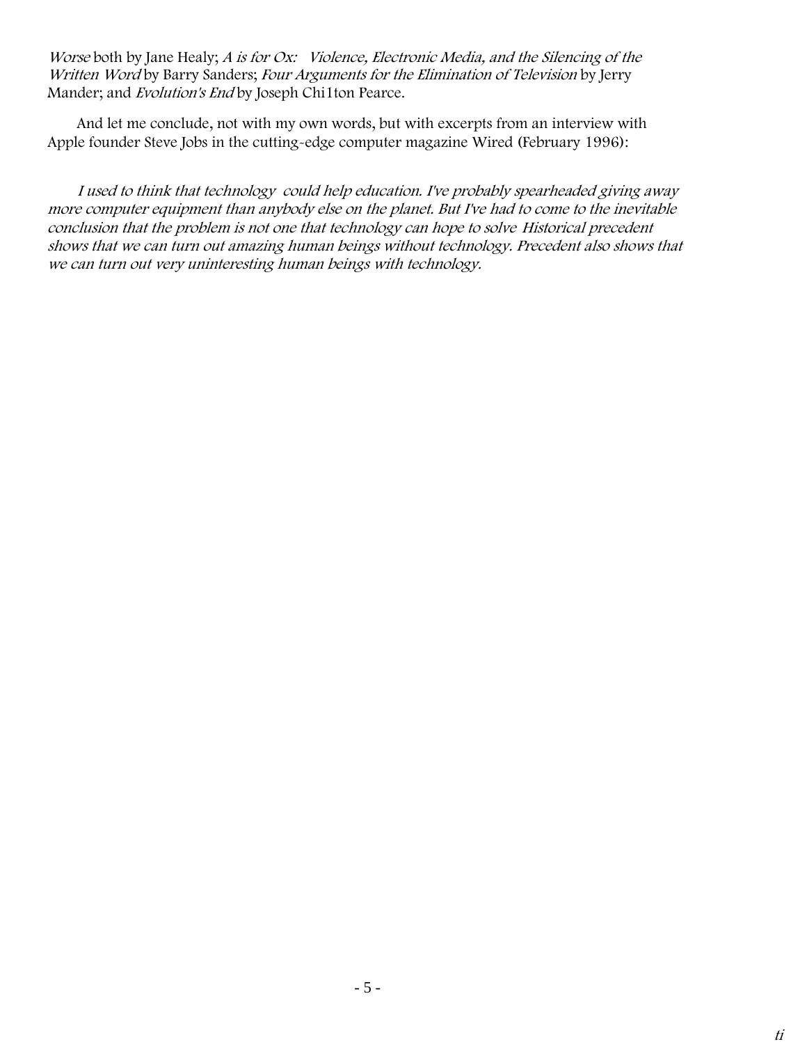*Worse* both by Jane Healy; *A is for Ox: Violence, Electronic Media, and the Silencing of the Written Word* by Barry Sanders; *Four Arguments for the Elimination of Television* by Jerry Mander; and *Evolution's End* by Joseph Chi1ton Pearce.

And let me conclude, not with my own words, but with excerpts from an interview with Apple founder Steve Jobs in the cutting-edge computer magazine Wired (February 1996):

*I used to think that technology could help education. I've probably spearheaded giving away more computer equipment than anybody else on the planet. But I've had to come to the inevitable conclusion that the problem is not one that technology can hope to solve Historical precedent shows that we can turn out amazing human beings without technology. Precedent also shows that we can turn out very uninteresting human beings with technology.*

*ti*